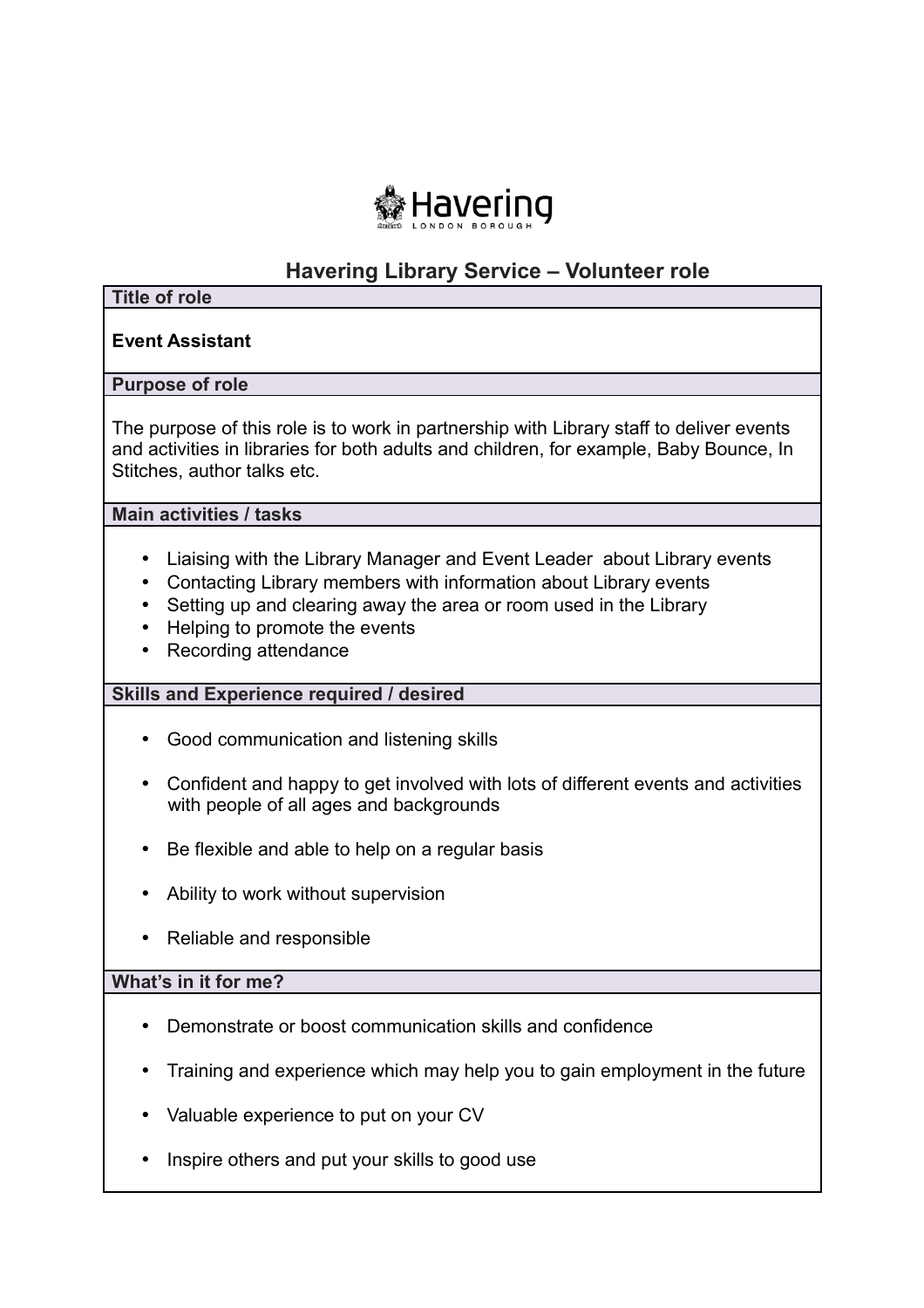Havering
LONDON BOROUGH

# Havering Library Service – Volunteer role

## Title of role

**Event Assistant**

## Purpose of role

The purpose of this role is to work in partnership with Library staff to deliver events and activities in libraries for both adults and children, for example, Baby Bounce, In Stitches, author talks etc.

## Main activities / tasks

- Liaising with the Library Manager and Event Leader about Library events
- Contacting Library members with information about Library events
- Setting up and clearing away the area or room used in the Library
- Helping to promote the events
- Recording attendance

## Skills and Experience required / desired

- Good communication and listening skills
- Confident and happy to get involved with lots of different events and activities with people of all ages and backgrounds
- Be flexible and able to help on a regular basis
- Ability to work without supervision
- Reliable and responsible

## What's in it for me?

- Demonstrate or boost communication skills and confidence
- Training and experience which may help you to gain employment in the future
- Valuable experience to put on your CV
- Inspire others and put your skills to good use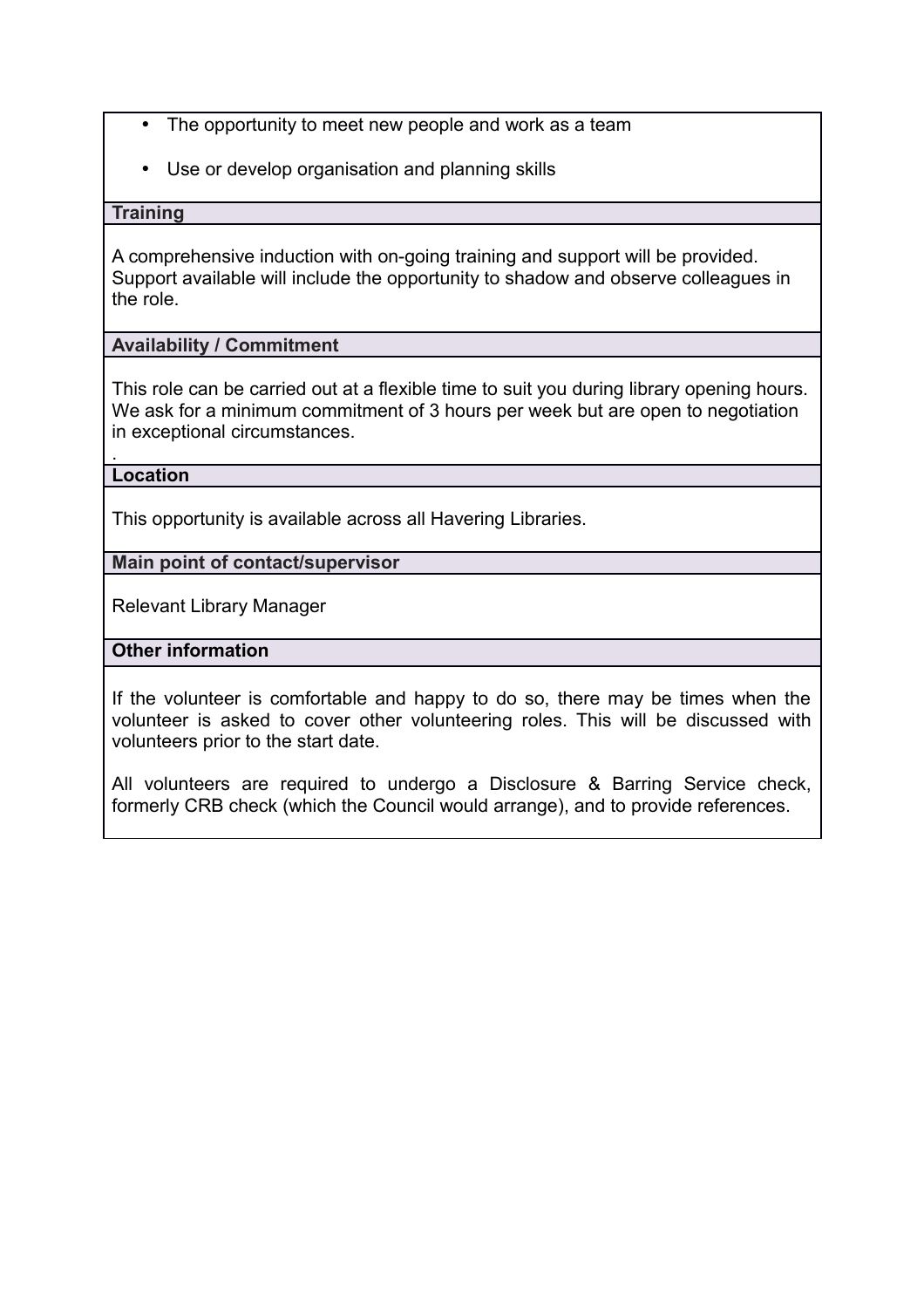- The opportunity to meet new people and work as a team
- Use or develop organisation and planning skills

**Training**

A comprehensive induction with on-going training and support will be provided. Support available will include the opportunity to shadow and observe colleagues in the role.

**Availability / Commitment**

This role can be carried out at a flexible time to suit you during library opening hours. We ask for a minimum commitment of 3 hours per week but are open to negotiation in exceptional circumstances.

.

**Location**

This opportunity is available across all Havering Libraries.

**Main point of contact/supervisor**

Relevant Library Manager

**Other information**

If the volunteer is comfortable and happy to do so, there may be times when the volunteer is asked to cover other volunteering roles. This will be discussed with volunteers prior to the start date.

All volunteers are required to undergo a Disclosure & Barring Service check, formerly CRB check (which the Council would arrange), and to provide references.